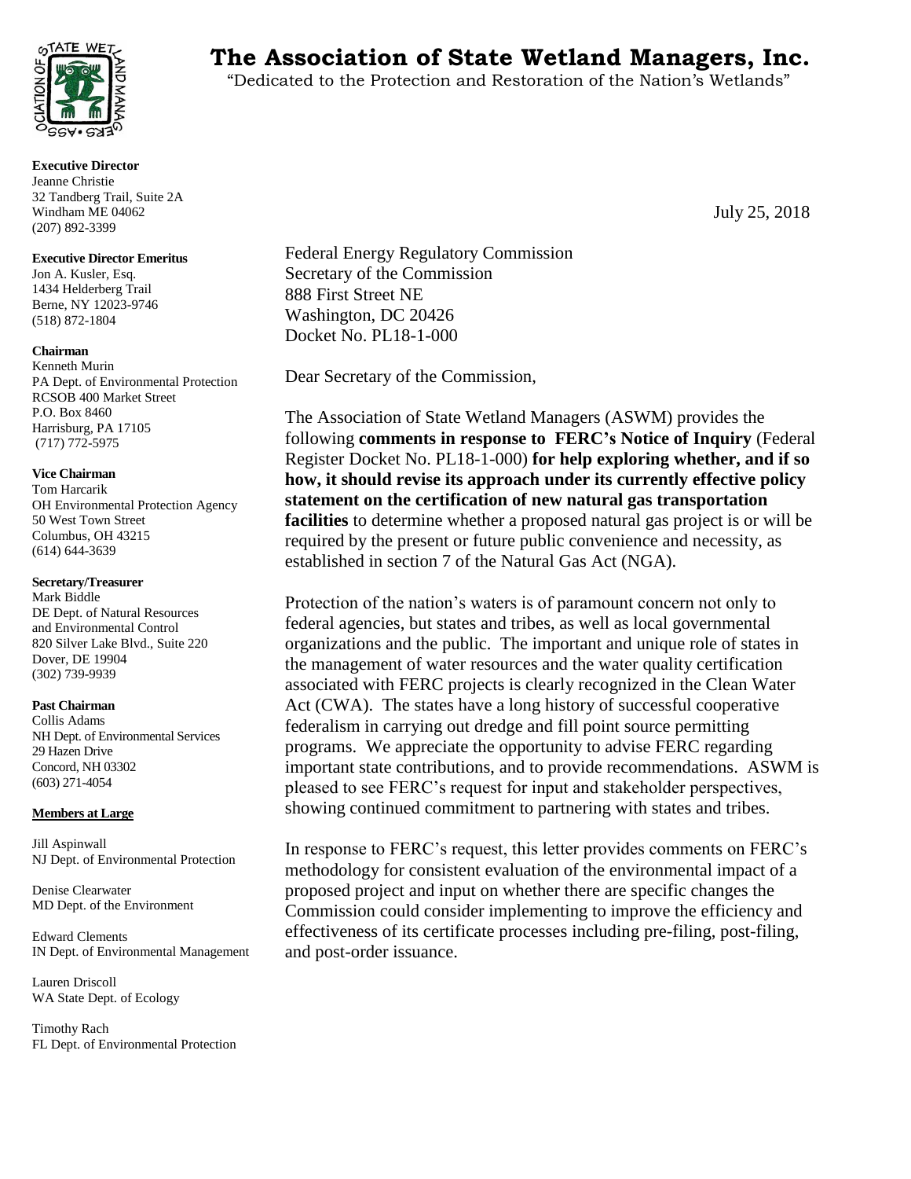# The Association of State Wetland Managers, Inc.

"Dedicated to the Protection and Restoration of the Nation's Wetlands"

**Executive Director**
Jeanne Christie
32 Tandberg Trail, Suite 2A
Windham ME 04062
(207) 892-3399

**Executive Director Emeritus**
Jon A. Kusler, Esq.
1434 Helderberg Trail
Berne, NY 12023-9746
(518) 872-1804

**Chairman**
Kenneth Murin
PA Dept. of Environmental Protection
RCSOB 400 Market Street
P.O. Box 8460
Harrisburg, PA 17105
(717) 772-5975

**Vice Chairman**
Tom Harcarik
OH Environmental Protection Agency
50 West Town Street
Columbus, OH 43215
(614) 644-3639

**Secretary/Treasurer**
Mark Biddle
DE Dept. of Natural Resources
and Environmental Control
820 Silver Lake Blvd., Suite 220
Dover, DE 19904
(302) 739-9939

**Past Chairman**
Collis Adams
NH Dept. of Environmental Services
29 Hazen Drive
Concord, NH 03302
(603) 271-4054

**Members at Large**

Jill Aspinwall
NJ Dept. of Environmental Protection

Denise Clearwater
MD Dept. of the Environment

Edward Clements
IN Dept. of Environmental Management

Lauren Driscoll
WA State Dept. of Ecology

Timothy Rach
FL Dept. of Environmental Protection

July 25, 2018

Federal Energy Regulatory Commission
Secretary of the Commission
888 First Street NE
Washington, DC 20426
Docket No. PL18-1-000

Dear Secretary of the Commission,

The Association of State Wetland Managers (ASWM) provides the following **comments in response to FERC's Notice of Inquiry** (Federal Register Docket No. PL18-1-000) **for help exploring whether, and if so how, it should revise its approach under its currently effective policy statement on the certification of new natural gas transportation facilities** to determine whether a proposed natural gas project is or will be required by the present or future public convenience and necessity, as established in section 7 of the Natural Gas Act (NGA).

Protection of the nation's waters is of paramount concern not only to federal agencies, but states and tribes, as well as local governmental organizations and the public. The important and unique role of states in the management of water resources and the water quality certification associated with FERC projects is clearly recognized in the Clean Water Act (CWA). The states have a long history of successful cooperative federalism in carrying out dredge and fill point source permitting programs. We appreciate the opportunity to advise FERC regarding important state contributions, and to provide recommendations. ASWM is pleased to see FERC's request for input and stakeholder perspectives, showing continued commitment to partnering with states and tribes.

In response to FERC's request, this letter provides comments on FERC's methodology for consistent evaluation of the environmental impact of a proposed project and input on whether there are specific changes the Commission could consider implementing to improve the efficiency and effectiveness of its certificate processes including pre-filing, post-filing, and post-order issuance.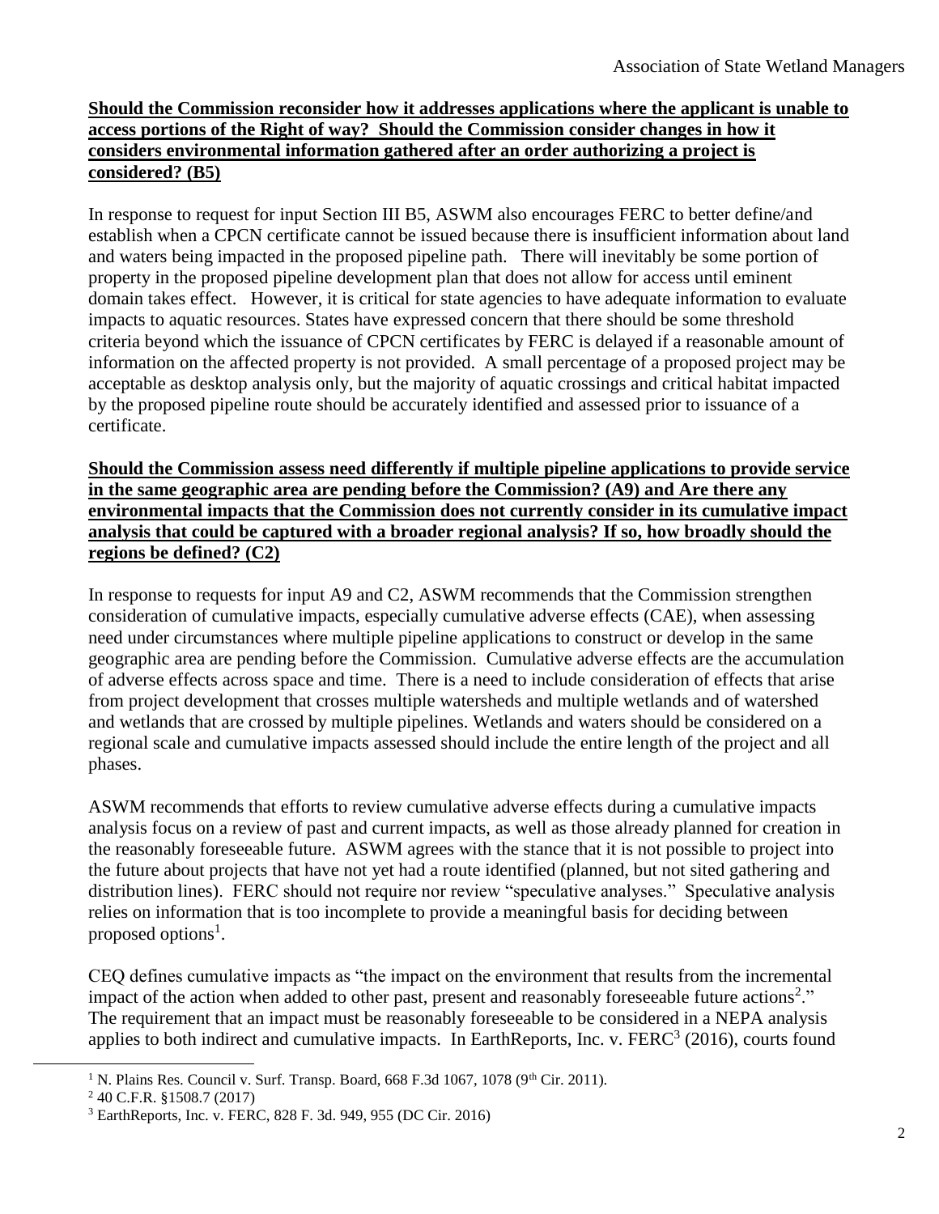**Should the Commission reconsider how it addresses applications where the applicant is unable to access portions of the Right of way? Should the Commission consider changes in how it considers environmental information gathered after an order authorizing a project is considered? (B5)**

In response to request for input Section III B5, ASWM also encourages FERC to better define/and establish when a CPCN certificate cannot be issued because there is insufficient information about land and waters being impacted in the proposed pipeline path. There will inevitably be some portion of property in the proposed pipeline development plan that does not allow for access until eminent domain takes effect. However, it is critical for state agencies to have adequate information to evaluate impacts to aquatic resources. States have expressed concern that there should be some threshold criteria beyond which the issuance of CPCN certificates by FERC is delayed if a reasonable amount of information on the affected property is not provided. A small percentage of a proposed project may be acceptable as desktop analysis only, but the majority of aquatic crossings and critical habitat impacted by the proposed pipeline route should be accurately identified and assessed prior to issuance of a certificate.

**Should the Commission assess need differently if multiple pipeline applications to provide service in the same geographic area are pending before the Commission? (A9) and Are there any environmental impacts that the Commission does not currently consider in its cumulative impact analysis that could be captured with a broader regional analysis? If so, how broadly should the regions be defined? (C2)**

In response to requests for input A9 and C2, ASWM recommends that the Commission strengthen consideration of cumulative impacts, especially cumulative adverse effects (CAE), when assessing need under circumstances where multiple pipeline applications to construct or develop in the same geographic area are pending before the Commission. Cumulative adverse effects are the accumulation of adverse effects across space and time. There is a need to include consideration of effects that arise from project development that crosses multiple watersheds and multiple wetlands and of watershed and wetlands that are crossed by multiple pipelines. Wetlands and waters should be considered on a regional scale and cumulative impacts assessed should include the entire length of the project and all phases.

ASWM recommends that efforts to review cumulative adverse effects during a cumulative impacts analysis focus on a review of past and current impacts, as well as those already planned for creation in the reasonably foreseeable future. ASWM agrees with the stance that it is not possible to project into the future about projects that have not yet had a route identified (planned, but not sited gathering and distribution lines). FERC should not require nor review "speculative analyses." Speculative analysis relies on information that is too incomplete to provide a meaningful basis for deciding between proposed options[1].

CEQ defines cumulative impacts as "the impact on the environment that results from the incremental impact of the action when added to other past, present and reasonably foreseeable future actions[2]." The requirement that an impact must be reasonably foreseeable to be considered in a NEPA analysis applies to both indirect and cumulative impacts. In EarthReports, Inc. v. FERC[3] (2016), courts found

[1] N. Plains Res. Council v. Surf. Transp. Board, 668 F.3d 1067, 1078 (9th Cir. 2011).

[2] 40 C.F.R. §1508.7 (2017)

[3] EarthReports, Inc. v. FERC, 828 F. 3d. 949, 955 (DC Cir. 2016)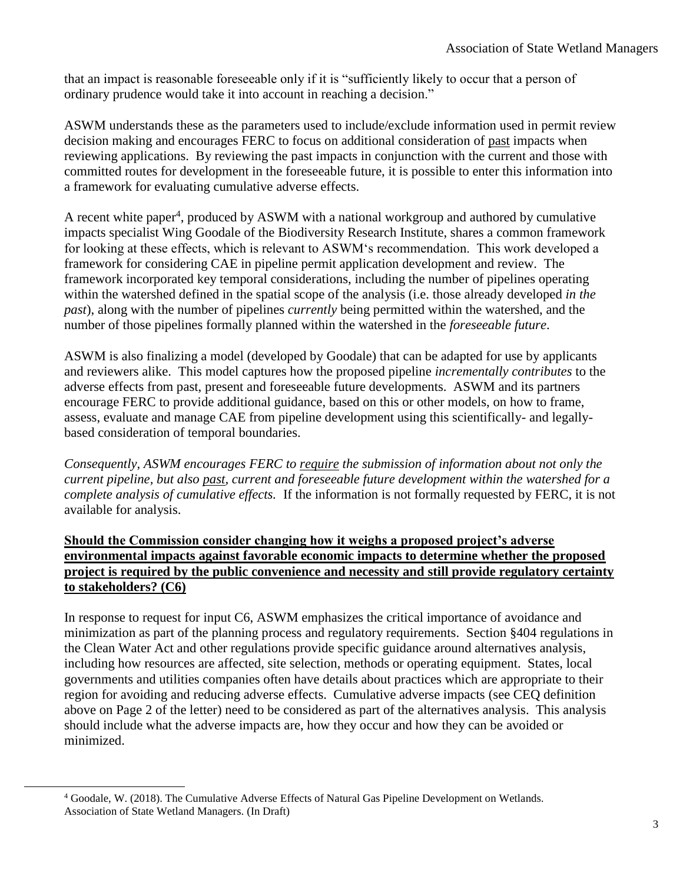that an impact is reasonable foreseeable only if it is "sufficiently likely to occur that a person of ordinary prudence would take it into account in reaching a decision."

ASWM understands these as the parameters used to include/exclude information used in permit review decision making and encourages FERC to focus on additional consideration of past impacts when reviewing applications. By reviewing the past impacts in conjunction with the current and those with committed routes for development in the foreseeable future, it is possible to enter this information into a framework for evaluating cumulative adverse effects.

A recent white paper[4], produced by ASWM with a national workgroup and authored by cumulative impacts specialist Wing Goodale of the Biodiversity Research Institute, shares a common framework for looking at these effects, which is relevant to ASWM's recommendation. This work developed a framework for considering CAE in pipeline permit application development and review. The framework incorporated key temporal considerations, including the number of pipelines operating within the watershed defined in the spatial scope of the analysis (i.e. those already developed *in the past*), along with the number of pipelines *currently* being permitted within the watershed, and the number of those pipelines formally planned within the watershed in the *foreseeable future*.

ASWM is also finalizing a model (developed by Goodale) that can be adapted for use by applicants and reviewers alike. This model captures how the proposed pipeline *incrementally contributes* to the adverse effects from past, present and foreseeable future developments. ASWM and its partners encourage FERC to provide additional guidance, based on this or other models, on how to frame, assess, evaluate and manage CAE from pipeline development using this scientifically- and legally-based consideration of temporal boundaries.

*Consequently, ASWM encourages FERC to require the submission of information about not only the current pipeline, but also past, current and foreseeable future development within the watershed for a complete analysis of cumulative effects.* If the information is not formally requested by FERC, it is not available for analysis.

**Should the Commission consider changing how it weighs a proposed project's adverse environmental impacts against favorable economic impacts to determine whether the proposed project is required by the public convenience and necessity and still provide regulatory certainty to stakeholders? (C6)**

In response to request for input C6, ASWM emphasizes the critical importance of avoidance and minimization as part of the planning process and regulatory requirements. Section §404 regulations in the Clean Water Act and other regulations provide specific guidance around alternatives analysis, including how resources are affected, site selection, methods or operating equipment. States, local governments and utilities companies often have details about practices which are appropriate to their region for avoiding and reducing adverse effects. Cumulative adverse impacts (see CEQ definition above on Page 2 of the letter) need to be considered as part of the alternatives analysis. This analysis should include what the adverse impacts are, how they occur and how they can be avoided or minimized.

[4] Goodale, W. (2018). The Cumulative Adverse Effects of Natural Gas Pipeline Development on Wetlands. Association of State Wetland Managers. (In Draft)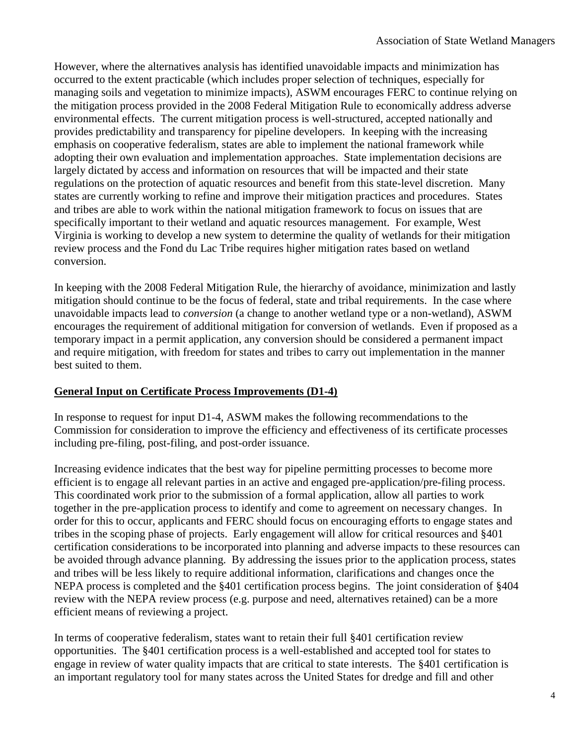However, where the alternatives analysis has identified unavoidable impacts and minimization has occurred to the extent practicable (which includes proper selection of techniques, especially for managing soils and vegetation to minimize impacts), ASWM encourages FERC to continue relying on the mitigation process provided in the 2008 Federal Mitigation Rule to economically address adverse environmental effects. The current mitigation process is well-structured, accepted nationally and provides predictability and transparency for pipeline developers. In keeping with the increasing emphasis on cooperative federalism, states are able to implement the national framework while adopting their own evaluation and implementation approaches. State implementation decisions are largely dictated by access and information on resources that will be impacted and their state regulations on the protection of aquatic resources and benefit from this state-level discretion. Many states are currently working to refine and improve their mitigation practices and procedures. States and tribes are able to work within the national mitigation framework to focus on issues that are specifically important to their wetland and aquatic resources management. For example, West Virginia is working to develop a new system to determine the quality of wetlands for their mitigation review process and the Fond du Lac Tribe requires higher mitigation rates based on wetland conversion.

In keeping with the 2008 Federal Mitigation Rule, the hierarchy of avoidance, minimization and lastly mitigation should continue to be the focus of federal, state and tribal requirements. In the case where unavoidable impacts lead to *conversion* (a change to another wetland type or a non-wetland), ASWM encourages the requirement of additional mitigation for conversion of wetlands. Even if proposed as a temporary impact in a permit application, any conversion should be considered a permanent impact and require mitigation, with freedom for states and tribes to carry out implementation in the manner best suited to them.

## General Input on Certificate Process Improvements (D1-4)

In response to request for input D1-4, ASWM makes the following recommendations to the Commission for consideration to improve the efficiency and effectiveness of its certificate processes including pre-filing, post-filing, and post-order issuance.

Increasing evidence indicates that the best way for pipeline permitting processes to become more efficient is to engage all relevant parties in an active and engaged pre-application/pre-filing process. This coordinated work prior to the submission of a formal application, allow all parties to work together in the pre-application process to identify and come to agreement on necessary changes. In order for this to occur, applicants and FERC should focus on encouraging efforts to engage states and tribes in the scoping phase of projects. Early engagement will allow for critical resources and §401 certification considerations to be incorporated into planning and adverse impacts to these resources can be avoided through advance planning. By addressing the issues prior to the application process, states and tribes will be less likely to require additional information, clarifications and changes once the NEPA process is completed and the §401 certification process begins. The joint consideration of §404 review with the NEPA review process (e.g. purpose and need, alternatives retained) can be a more efficient means of reviewing a project.

In terms of cooperative federalism, states want to retain their full §401 certification review opportunities. The §401 certification process is a well-established and accepted tool for states to engage in review of water quality impacts that are critical to state interests. The §401 certification is an important regulatory tool for many states across the United States for dredge and fill and other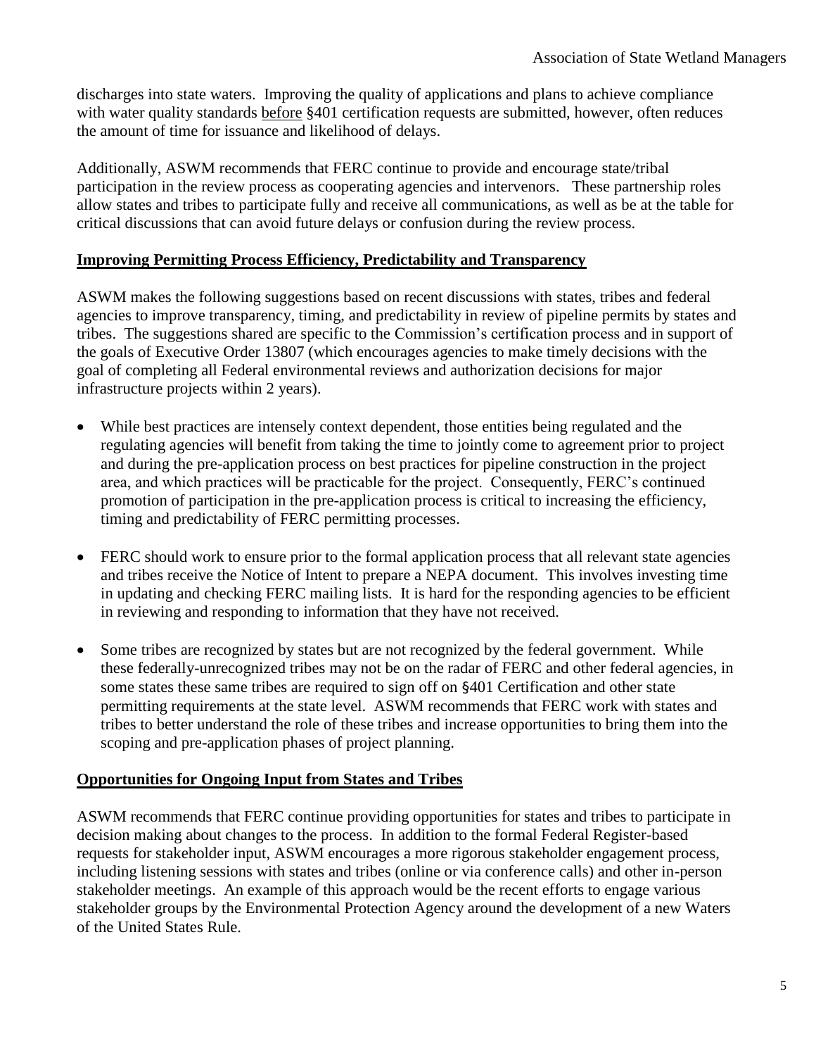discharges into state waters. Improving the quality of applications and plans to achieve compliance with water quality standards before §401 certification requests are submitted, however, often reduces the amount of time for issuance and likelihood of delays.

Additionally, ASWM recommends that FERC continue to provide and encourage state/tribal participation in the review process as cooperating agencies and intervenors. These partnership roles allow states and tribes to participate fully and receive all communications, as well as be at the table for critical discussions that can avoid future delays or confusion during the review process.

## Improving Permitting Process Efficiency, Predictability and Transparency

ASWM makes the following suggestions based on recent discussions with states, tribes and federal agencies to improve transparency, timing, and predictability in review of pipeline permits by states and tribes. The suggestions shared are specific to the Commission's certification process and in support of the goals of Executive Order 13807 (which encourages agencies to make timely decisions with the goal of completing all Federal environmental reviews and authorization decisions for major infrastructure projects within 2 years).

- While best practices are intensely context dependent, those entities being regulated and the regulating agencies will benefit from taking the time to jointly come to agreement prior to project and during the pre-application process on best practices for pipeline construction in the project area, and which practices will be practicable for the project. Consequently, FERC's continued promotion of participation in the pre-application process is critical to increasing the efficiency, timing and predictability of FERC permitting processes.

- FERC should work to ensure prior to the formal application process that all relevant state agencies and tribes receive the Notice of Intent to prepare a NEPA document. This involves investing time in updating and checking FERC mailing lists. It is hard for the responding agencies to be efficient in reviewing and responding to information that they have not received.

- Some tribes are recognized by states but are not recognized by the federal government. While these federally-unrecognized tribes may not be on the radar of FERC and other federal agencies, in some states these same tribes are required to sign off on §401 Certification and other state permitting requirements at the state level. ASWM recommends that FERC work with states and tribes to better understand the role of these tribes and increase opportunities to bring them into the scoping and pre-application phases of project planning.

## Opportunities for Ongoing Input from States and Tribes

ASWM recommends that FERC continue providing opportunities for states and tribes to participate in decision making about changes to the process. In addition to the formal Federal Register-based requests for stakeholder input, ASWM encourages a more rigorous stakeholder engagement process, including listening sessions with states and tribes (online or via conference calls) and other in-person stakeholder meetings. An example of this approach would be the recent efforts to engage various stakeholder groups by the Environmental Protection Agency around the development of a new Waters of the United States Rule.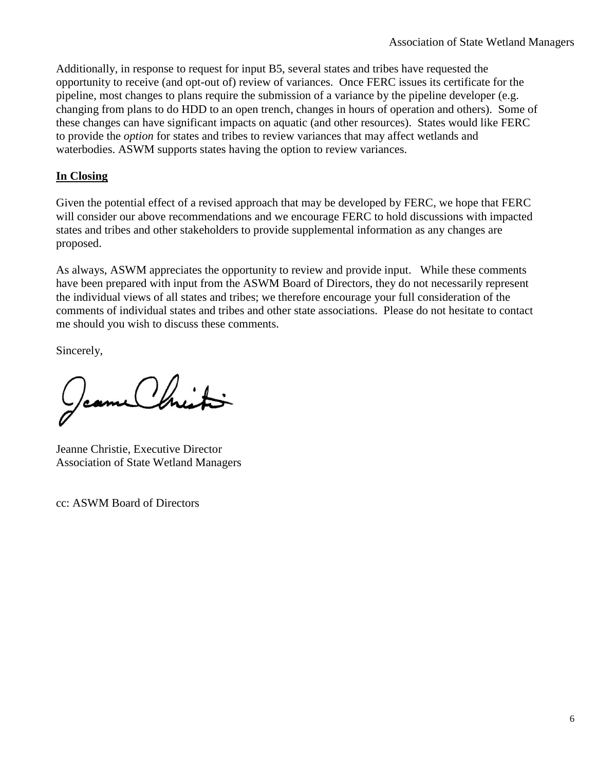Additionally, in response to request for input B5, several states and tribes have requested the opportunity to receive (and opt-out of) review of variances. Once FERC issues its certificate for the pipeline, most changes to plans require the submission of a variance by the pipeline developer (e.g. changing from plans to do HDD to an open trench, changes in hours of operation and others). Some of these changes can have significant impacts on aquatic (and other resources). States would like FERC to provide the *option* for states and tribes to review variances that may affect wetlands and waterbodies. ASWM supports states having the option to review variances.

## **In Closing**

Given the potential effect of a revised approach that may be developed by FERC, we hope that FERC will consider our above recommendations and we encourage FERC to hold discussions with impacted states and tribes and other stakeholders to provide supplemental information as any changes are proposed.

As always, ASWM appreciates the opportunity to review and provide input. While these comments have been prepared with input from the ASWM Board of Directors, they do not necessarily represent the individual views of all states and tribes; we therefore encourage your full consideration of the comments of individual states and tribes and other state associations. Please do not hesitate to contact me should you wish to discuss these comments.

Sincerely,

Jeanne Christie, Executive Director
Association of State Wetland Managers

cc: ASWM Board of Directors